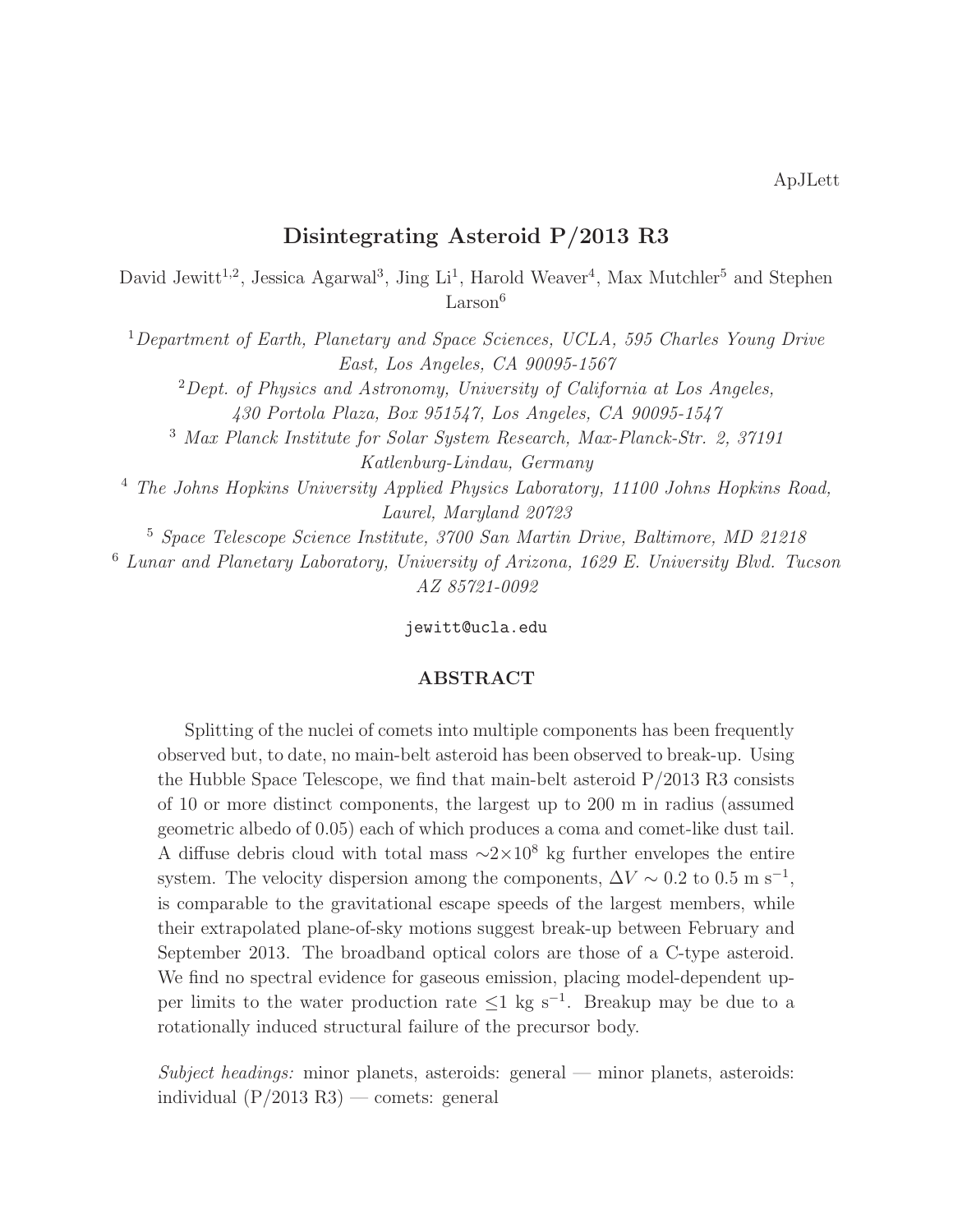ApJLett

# Disintegrating Asteroid P/2013 R3

David Jewitt[1,2], Jessica Agarwal[3], Jing Li[1], Harold Weaver[4], Max Mutchler[5] and Stephen Larson[6]

[1] *Department of Earth, Planetary and Space Sciences, UCLA, 595 Charles Young Drive East, Los Angeles, CA 90095-1567*

[2] *Dept. of Physics and Astronomy, University of California at Los Angeles, 430 Portola Plaza, Box 951547, Los Angeles, CA 90095-1547*

[3] *Max Planck Institute for Solar System Research, Max-Planck-Str. 2, 37191 Katlenburg-Lindau, Germany*

[4] *The Johns Hopkins University Applied Physics Laboratory, 11100 Johns Hopkins Road, Laurel, Maryland 20723*

[5] *Space Telescope Science Institute, 3700 San Martin Drive, Baltimore, MD 21218*

[6] *Lunar and Planetary Laboratory, University of Arizona, 1629 E. University Blvd. Tucson AZ 85721-0092*

`jewitt@ucla.edu`

## ABSTRACT

Splitting of the nuclei of comets into multiple components has been frequently observed but, to date, no main-belt asteroid has been observed to break-up. Using the Hubble Space Telescope, we find that main-belt asteroid P/2013 R3 consists of 10 or more distinct components, the largest up to 200 m in radius (assumed geometric albedo of 0.05) each of which produces a coma and comet-like dust tail. A diffuse debris cloud with total mass $\sim 2 \times 10^8$ kg further envelopes the entire system. The velocity dispersion among the components, $\Delta V \sim 0.2$ to 0.5 m s$^{-1}$, is comparable to the gravitational escape speeds of the largest members, while their extrapolated plane-of-sky motions suggest break-up between February and September 2013. The broadband optical colors are those of a C-type asteroid. We find no spectral evidence for gaseous emission, placing model-dependent upper limits to the water production rate $\leq 1$ kg s$^{-1}$. Breakup may be due to a rotationally induced structural failure of the precursor body.

*Subject headings:* minor planets, asteroids: general — minor planets, asteroids: individual (P/2013 R3) — comets: general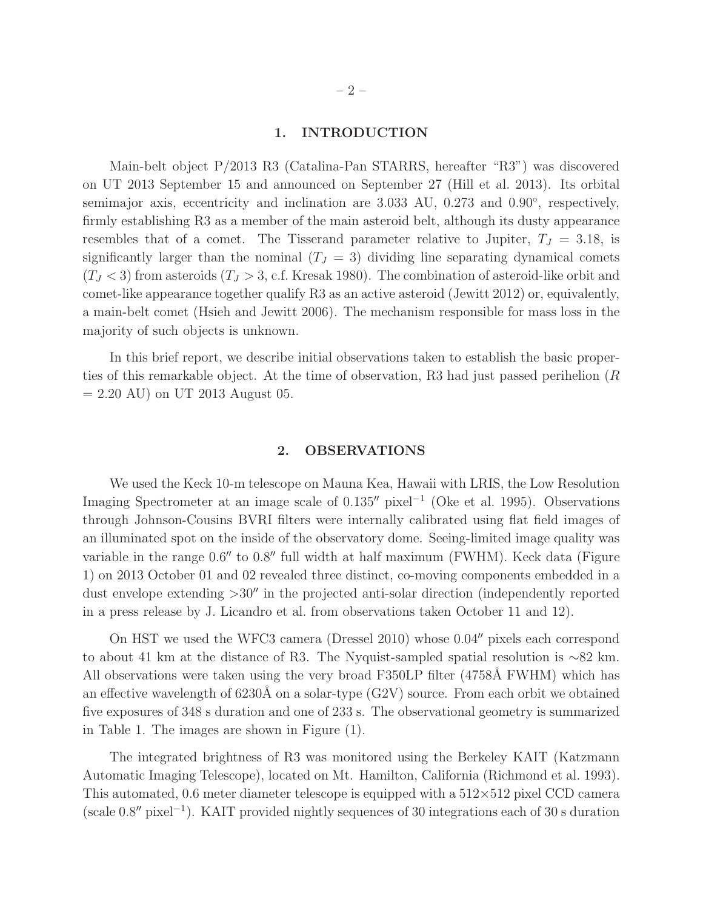## 1. INTRODUCTION

Main-belt object P/2013 R3 (Catalina-Pan STARRS, hereafter "R3") was discovered on UT 2013 September 15 and announced on September 27 (Hill et al. 2013). Its orbital semimajor axis, eccentricity and inclination are 3.033 AU, 0.273 and 0.90°, respectively, firmly establishing R3 as a member of the main asteroid belt, although its dusty appearance resembles that of a comet. The Tisserand parameter relative to Jupiter, $T_J$ = 3.18, is significantly larger than the nominal ($T_J$ = 3) dividing line separating dynamical comets ($T_J < 3$) from asteroids ($T_J > 3$, c.f. Kresak 1980). The combination of asteroid-like orbit and comet-like appearance together qualify R3 as an active asteroid (Jewitt 2012) or, equivalently, a main-belt comet (Hsieh and Jewitt 2006). The mechanism responsible for mass loss in the majority of such objects is unknown.

In this brief report, we describe initial observations taken to establish the basic properties of this remarkable object. At the time of observation, R3 had just passed perihelion ($R$ = 2.20 AU) on UT 2013 August 05.

## 2. OBSERVATIONS

We used the Keck 10-m telescope on Mauna Kea, Hawaii with LRIS, the Low Resolution Imaging Spectrometer at an image scale of 0.135″ pixel$^{-1}$ (Oke et al. 1995). Observations through Johnson-Cousins BVRI filters were internally calibrated using flat field images of an illuminated spot on the inside of the observatory dome. Seeing-limited image quality was variable in the range 0.6″ to 0.8″ full width at half maximum (FWHM). Keck data (Figure 1) on 2013 October 01 and 02 revealed three distinct, co-moving components embedded in a dust envelope extending >30″ in the projected anti-solar direction (independently reported in a press release by J. Licandro et al. from observations taken October 11 and 12).

On HST we used the WFC3 camera (Dressel 2010) whose 0.04″ pixels each correspond to about 41 km at the distance of R3. The Nyquist-sampled spatial resolution is ∼82 km. All observations were taken using the very broad F350LP filter (4758Å FWHM) which has an effective wavelength of 6230Å on a solar-type (G2V) source. From each orbit we obtained five exposures of 348 s duration and one of 233 s. The observational geometry is summarized in Table 1. The images are shown in Figure (1).

The integrated brightness of R3 was monitored using the Berkeley KAIT (Katzmann Automatic Imaging Telescope), located on Mt. Hamilton, California (Richmond et al. 1993). This automated, 0.6 meter diameter telescope is equipped with a 512×512 pixel CCD camera (scale 0.8″ pixel$^{-1}$). KAIT provided nightly sequences of 30 integrations each of 30 s duration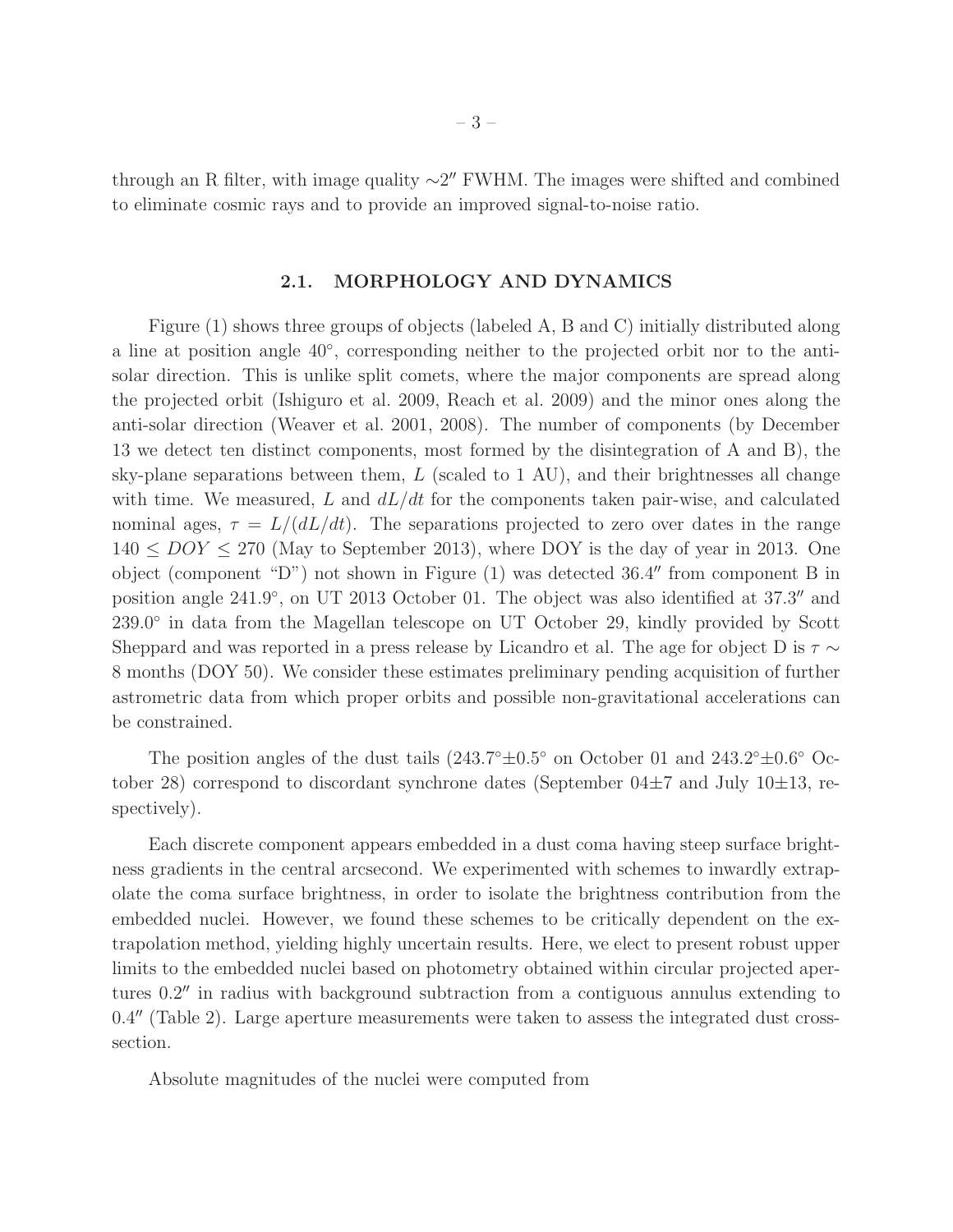through an R filter, with image quality $\sim 2''$ FWHM. The images were shifted and combined to eliminate cosmic rays and to provide an improved signal-to-noise ratio.

### 2.1. MORPHOLOGY AND DYNAMICS

Figure (1) shows three groups of objects (labeled A, B and C) initially distributed along a line at position angle 40°, corresponding neither to the projected orbit nor to the anti-solar direction. This is unlike split comets, where the major components are spread along the projected orbit (Ishiguro et al. 2009, Reach et al. 2009) and the minor ones along the anti-solar direction (Weaver et al. 2001, 2008). The number of components (by December 13 we detect ten distinct components, most formed by the disintegration of A and B), the sky-plane separations between them, $L$ (scaled to 1 AU), and their brightnesses all change with time. We measured, $L$ and $dL/dt$ for the components taken pair-wise, and calculated nominal ages, $\tau = L/(dL/dt)$. The separations projected to zero over dates in the range $140 \leq DOY \leq 270$ (May to September 2013), where DOY is the day of year in 2013. One object (component "D") not shown in Figure (1) was detected $36.4''$ from component B in position angle 241.9°, on UT 2013 October 01. The object was also identified at $37.3''$ and 239.0° in data from the Magellan telescope on UT October 29, kindly provided by Scott Sheppard and was reported in a press release by Licandro et al. The age for object D is $\tau \sim$ 8 months (DOY 50). We consider these estimates preliminary pending acquisition of further astrometric data from which proper orbits and possible non-gravitational accelerations can be constrained.

The position angles of the dust tails (243.7°±0.5° on October 01 and 243.2°±0.6° October 28) correspond to discordant synchrone dates (September 04±7 and July 10±13, respectively).

Each discrete component appears embedded in a dust coma having steep surface brightness gradients in the central arcsecond. We experimented with schemes to inwardly extrapolate the coma surface brightness, in order to isolate the brightness contribution from the embedded nuclei. However, we found these schemes to be critically dependent on the extrapolation method, yielding highly uncertain results. Here, we elect to present robust upper limits to the embedded nuclei based on photometry obtained within circular projected apertures $0.2''$ in radius with background subtraction from a contiguous annulus extending to $0.4''$ (Table 2). Large aperture measurements were taken to assess the integrated dust cross-section.

Absolute magnitudes of the nuclei were computed from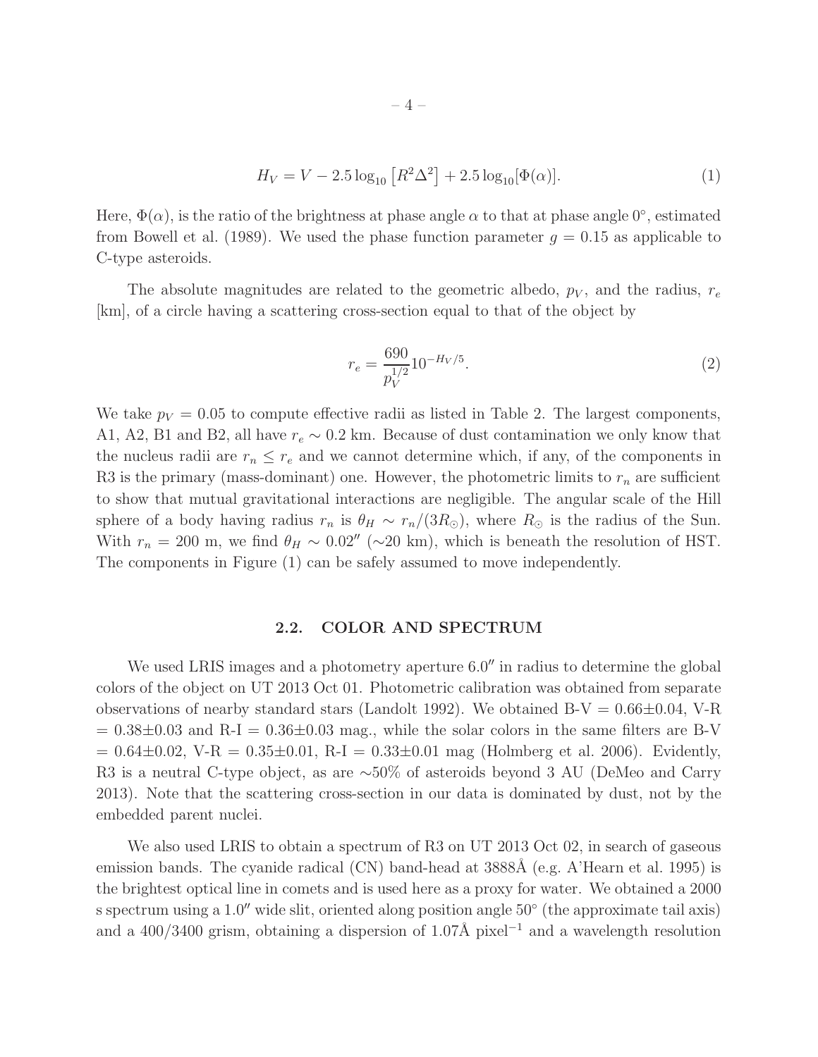$$H_V = V - 2.5 \log_{10} \left[R^2 \Delta^2\right] + 2.5 \log_{10}[\Phi(\alpha)]. \tag{1}$$

Here, $\Phi(\alpha)$, is the ratio of the brightness at phase angle $\alpha$ to that at phase angle $0^{\circ}$, estimated from Bowell et al. (1989). We used the phase function parameter $g = 0.15$ as applicable to C-type asteroids.

The absolute magnitudes are related to the geometric albedo, $p_V$, and the radius, $r_e$ [km], of a circle having a scattering cross-section equal to that of the object by

$$r_e = \frac{690}{p_V^{1/2}} 10^{-H_V/5}. \tag{2}$$

We take $p_V = 0.05$ to compute effective radii as listed in Table 2. The largest components, A1, A2, B1 and B2, all have $r_e \sim 0.2$ km. Because of dust contamination we only know that the nucleus radii are $r_n \le r_e$ and we cannot determine which, if any, of the components in R3 is the primary (mass-dominant) one. However, the photometric limits to $r_n$ are sufficient to show that mutual gravitational interactions are negligible. The angular scale of the Hill sphere of a body having radius $r_n$ is $\theta_H \sim r_n/(3R_{\odot})$, where $R_{\odot}$ is the radius of the Sun. With $r_n = 200$ m, we find $\theta_H \sim 0.02''$ ($\sim$20 km), which is beneath the resolution of HST. The components in Figure (1) can be safely assumed to move independently.

## 2.2. COLOR AND SPECTRUM

We used LRIS images and a photometry aperture $6.0''$ in radius to determine the global colors of the object on UT 2013 Oct 01. Photometric calibration was obtained from separate observations of nearby standard stars (Landolt 1992). We obtained B-V = $0.66 \pm 0.04$, V-R = $0.38 \pm 0.03$ and R-I = $0.36 \pm 0.03$ mag., while the solar colors in the same filters are B-V = $0.64 \pm 0.02$, V-R = $0.35 \pm 0.01$, R-I = $0.33 \pm 0.01$ mag (Holmberg et al. 2006). Evidently, R3 is a neutral C-type object, as are $\sim$50% of asteroids beyond 3 AU (DeMeo and Carry 2013). Note that the scattering cross-section in our data is dominated by dust, not by the embedded parent nuclei.

We also used LRIS to obtain a spectrum of R3 on UT 2013 Oct 02, in search of gaseous emission bands. The cyanide radical (CN) band-head at 3888Å (e.g. A'Hearn et al. 1995) is the brightest optical line in comets and is used here as a proxy for water. We obtained a 2000 s spectrum using a $1.0''$ wide slit, oriented along position angle $50^{\circ}$ (the approximate tail axis) and a 400/3400 grism, obtaining a dispersion of 1.07Å pixel$^{-1}$ and a wavelength resolution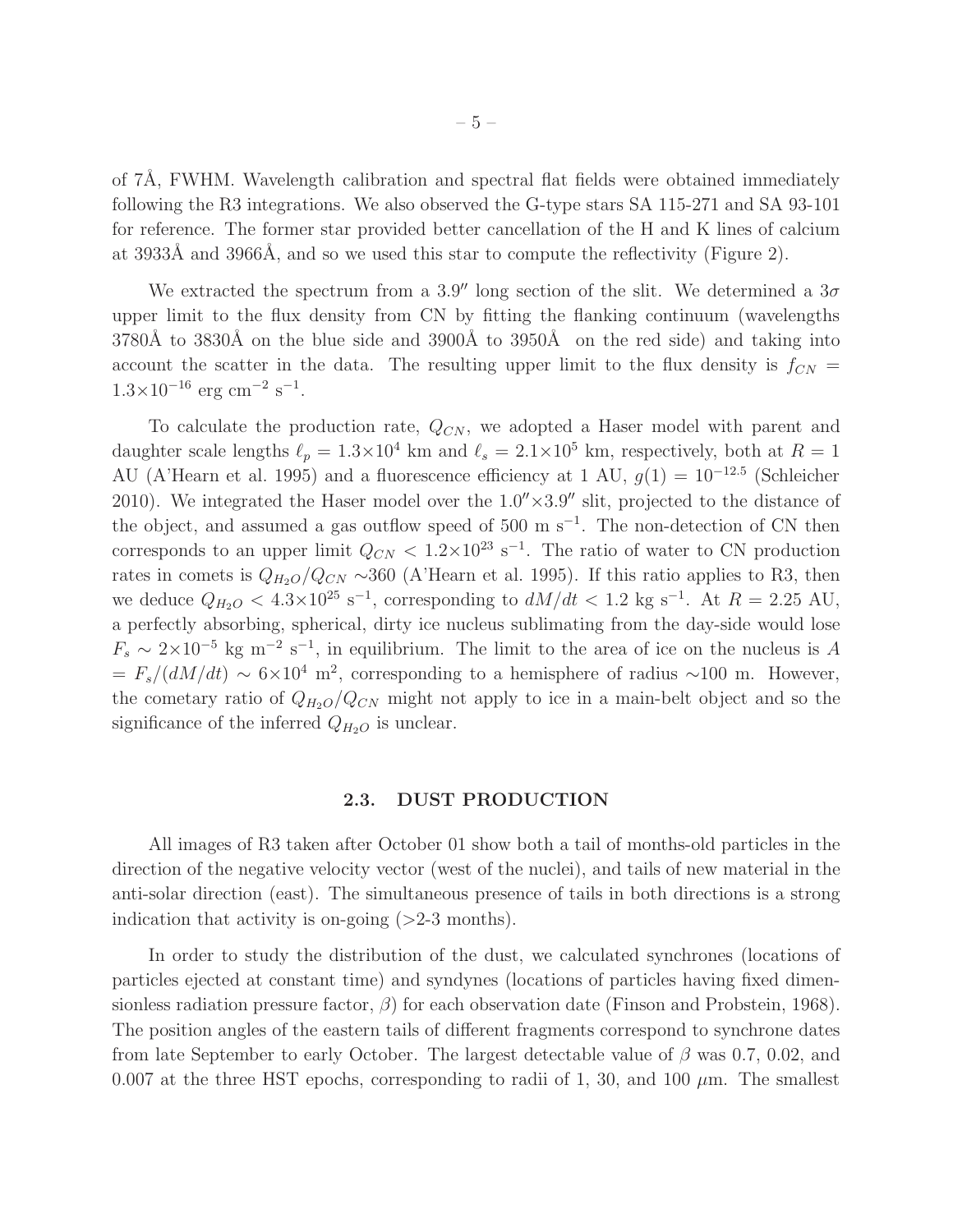of 7Å, FWHM. Wavelength calibration and spectral flat fields were obtained immediately following the R3 integrations. We also observed the G-type stars SA 115-271 and SA 93-101 for reference. The former star provided better cancellation of the H and K lines of calcium at 3933Å and 3966Å, and so we used this star to compute the reflectivity (Figure 2).

We extracted the spectrum from a 3.9″ long section of the slit. We determined a $3\sigma$ upper limit to the flux density from CN by fitting the flanking continuum (wavelengths 3780Å to 3830Å on the blue side and 3900Å to 3950Å on the red side) and taking into account the scatter in the data. The resulting upper limit to the flux density is $f_{CN} = 1.3\times10^{-16}$ erg cm$^{-2}$ s$^{-1}$.

To calculate the production rate, $Q_{CN}$, we adopted a Haser model with parent and daughter scale lengths $\ell_p = 1.3\times10^4$ km and $\ell_s = 2.1\times10^5$ km, respectively, both at $R = 1$ AU (A'Hearn et al. 1995) and a fluorescence efficiency at 1 AU, $g(1) = 10^{-12.5}$ (Schleicher 2010). We integrated the Haser model over the 1.0″×3.9″ slit, projected to the distance of the object, and assumed a gas outflow speed of 500 m s$^{-1}$. The non-detection of CN then corresponds to an upper limit $Q_{CN} < 1.2\times10^{23}$ s$^{-1}$. The ratio of water to CN production rates in comets is $Q_{H_2O}/Q_{CN} \sim$360 (A'Hearn et al. 1995). If this ratio applies to R3, then we deduce $Q_{H_2O} < 4.3\times10^{25}$ s$^{-1}$, corresponding to $dM/dt < 1.2$ kg s$^{-1}$. At $R = 2.25$ AU, a perfectly absorbing, spherical, dirty ice nucleus sublimating from the day-side would lose $F_s \sim 2\times10^{-5}$ kg m$^{-2}$ s$^{-1}$, in equilibrium. The limit to the area of ice on the nucleus is $A = F_s/(dM/dt) \sim 6\times10^4$ m$^2$, corresponding to a hemisphere of radius $\sim$100 m. However, the cometary ratio of $Q_{H_2O}/Q_{CN}$ might not apply to ice in a main-belt object and so the significance of the inferred $Q_{H_2O}$ is unclear.

### 2.3. DUST PRODUCTION

All images of R3 taken after October 01 show both a tail of months-old particles in the direction of the negative velocity vector (west of the nuclei), and tails of new material in the anti-solar direction (east). The simultaneous presence of tails in both directions is a strong indication that activity is on-going (>2-3 months).

In order to study the distribution of the dust, we calculated synchrones (locations of particles ejected at constant time) and syndynes (locations of particles having fixed dimensionless radiation pressure factor, $\beta$) for each observation date (Finson and Probstein, 1968). The position angles of the eastern tails of different fragments correspond to synchrone dates from late September to early October. The largest detectable value of $\beta$ was 0.7, 0.02, and 0.007 at the three HST epochs, corresponding to radii of 1, 30, and 100 $\mu$m. The smallest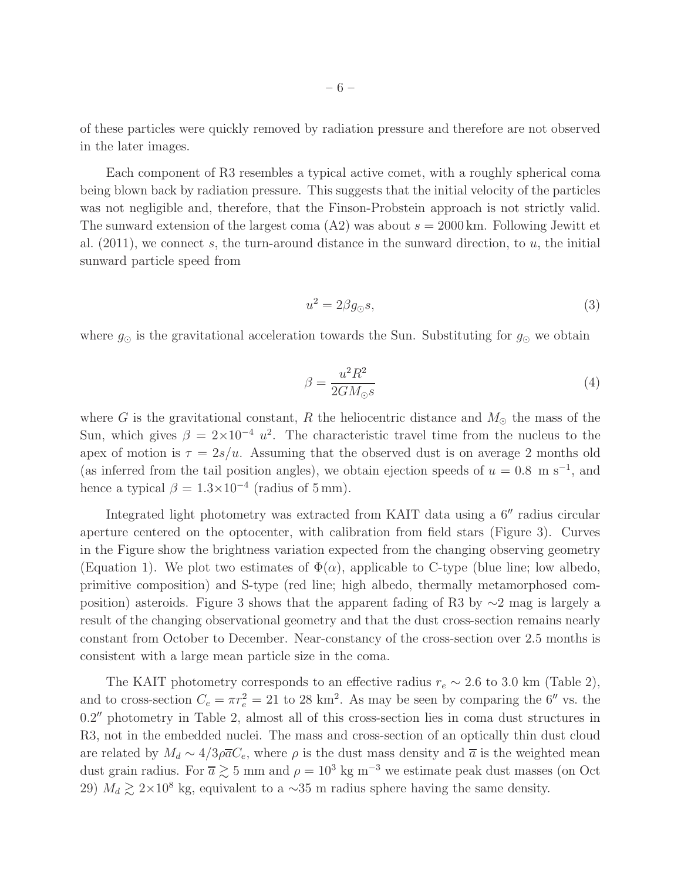of these particles were quickly removed by radiation pressure and therefore are not observed in the later images.

Each component of R3 resembles a typical active comet, with a roughly spherical coma being blown back by radiation pressure. This suggests that the initial velocity of the particles was not negligible and, therefore, that the Finson-Probstein approach is not strictly valid. The sunward extension of the largest coma (A2) was about $s = 2000$ km. Following Jewitt et al. (2011), we connect $s$, the turn-around distance in the sunward direction, to $u$, the initial sunward particle speed from

$$u^2 = 2\beta g_{\odot} s, \tag{3}$$

where $g_{\odot}$ is the gravitational acceleration towards the Sun. Substituting for $g_{\odot}$ we obtain

$$\beta = \frac{u^2 R^2}{2GM_{\odot} s} \tag{4}$$

where $G$ is the gravitational constant, $R$ the heliocentric distance and $M_{\odot}$ the mass of the Sun, which gives $\beta = 2{\times}10^{-4}\ u^2$. The characteristic travel time from the nucleus to the apex of motion is $\tau = 2s/u$. Assuming that the observed dust is on average 2 months old (as inferred from the tail position angles), we obtain ejection speeds of $u = 0.8\ \mathrm{m\ s^{-1}}$, and hence a typical $\beta = 1.3{\times}10^{-4}$ (radius of 5 mm).

Integrated light photometry was extracted from KAIT data using a $6''$ radius circular aperture centered on the optocenter, with calibration from field stars (Figure 3). Curves in the Figure show the brightness variation expected from the changing observing geometry (Equation 1). We plot two estimates of $\Phi(\alpha)$, applicable to C-type (blue line; low albedo, primitive composition) and S-type (red line; high albedo, thermally metamorphosed composition) asteroids. Figure 3 shows that the apparent fading of R3 by $\sim$2 mag is largely a result of the changing observational geometry and that the dust cross-section remains nearly constant from October to December. Near-constancy of the cross-section over 2.5 months is consistent with a large mean particle size in the coma.

The KAIT photometry corresponds to an effective radius $r_e \sim 2.6$ to 3.0 km (Table 2), and to cross-section $C_e = \pi r_e^2 = 21$ to 28 km$^2$. As may be seen by comparing the $6''$ vs. the $0.2''$ photometry in Table 2, almost all of this cross-section lies in coma dust structures in R3, not in the embedded nuclei. The mass and cross-section of an optically thin dust cloud are related by $M_d \sim 4/3 \rho \overline{a} C_e$, where $\rho$ is the dust mass density and $\overline{a}$ is the weighted mean dust grain radius. For $\overline{a} \gtrsim 5$ mm and $\rho = 10^3$ kg m$^{-3}$ we estimate peak dust masses (on Oct 29) $M_d \gtrsim 2{\times}10^8$ kg, equivalent to a $\sim$35 m radius sphere having the same density.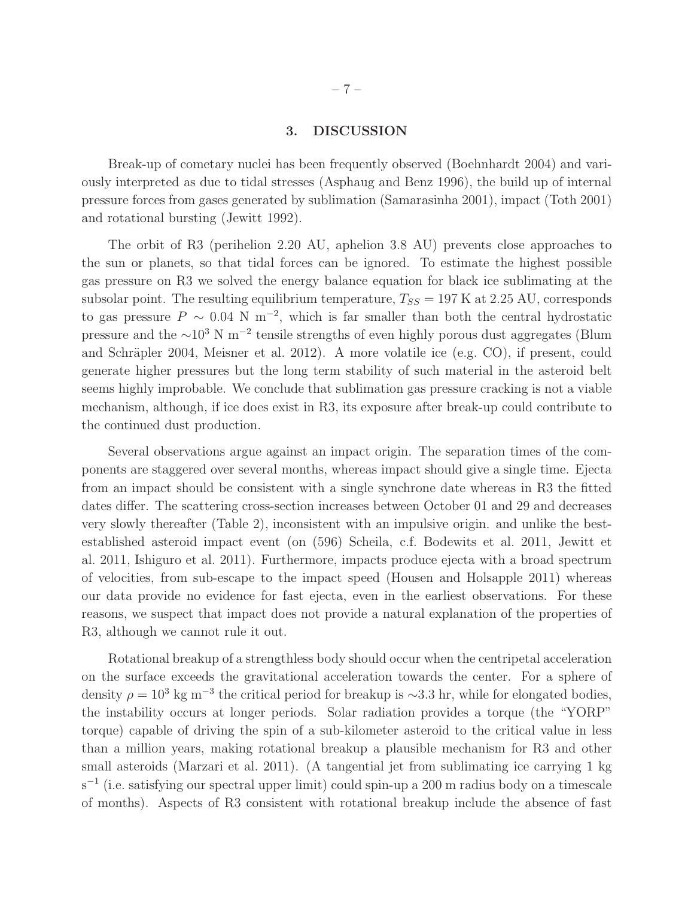## 3. DISCUSSION

Break-up of cometary nuclei has been frequently observed (Boehnhardt 2004) and variously interpreted as due to tidal stresses (Asphaug and Benz 1996), the build up of internal pressure forces from gases generated by sublimation (Samarasinha 2001), impact (Toth 2001) and rotational bursting (Jewitt 1992).

The orbit of R3 (perihelion 2.20 AU, aphelion 3.8 AU) prevents close approaches to the sun or planets, so that tidal forces can be ignored. To estimate the highest possible gas pressure on R3 we solved the energy balance equation for black ice sublimating at the subsolar point. The resulting equilibrium temperature, $T_{SS} = 197$ K at 2.25 AU, corresponds to gas pressure $P \sim 0.04$ N m$^{-2}$, which is far smaller than both the central hydrostatic pressure and the $\sim 10^3$ N m$^{-2}$ tensile strengths of even highly porous dust aggregates (Blum and Schräpler 2004, Meisner et al. 2012). A more volatile ice (e.g. CO), if present, could generate higher pressures but the long term stability of such material in the asteroid belt seems highly improbable. We conclude that sublimation gas pressure cracking is not a viable mechanism, although, if ice does exist in R3, its exposure after break-up could contribute to the continued dust production.

Several observations argue against an impact origin. The separation times of the components are staggered over several months, whereas impact should give a single time. Ejecta from an impact should be consistent with a single synchrone date whereas in R3 the fitted dates differ. The scattering cross-section increases between October 01 and 29 and decreases very slowly thereafter (Table 2), inconsistent with an impulsive origin. and unlike the best-established asteroid impact event (on (596) Scheila, c.f. Bodewits et al. 2011, Jewitt et al. 2011, Ishiguro et al. 2011). Furthermore, impacts produce ejecta with a broad spectrum of velocities, from sub-escape to the impact speed (Housen and Holsapple 2011) whereas our data provide no evidence for fast ejecta, even in the earliest observations. For these reasons, we suspect that impact does not provide a natural explanation of the properties of R3, although we cannot rule it out.

Rotational breakup of a strengthless body should occur when the centripetal acceleration on the surface exceeds the gravitational acceleration towards the center. For a sphere of density $\rho = 10^3$ kg m$^{-3}$ the critical period for breakup is $\sim$3.3 hr, while for elongated bodies, the instability occurs at longer periods. Solar radiation provides a torque (the "YORP" torque) capable of driving the spin of a sub-kilometer asteroid to the critical value in less than a million years, making rotational breakup a plausible mechanism for R3 and other small asteroids (Marzari et al. 2011). (A tangential jet from sublimating ice carrying 1 kg s$^{-1}$ (i.e. satisfying our spectral upper limit) could spin-up a 200 m radius body on a timescale of months). Aspects of R3 consistent with rotational breakup include the absence of fast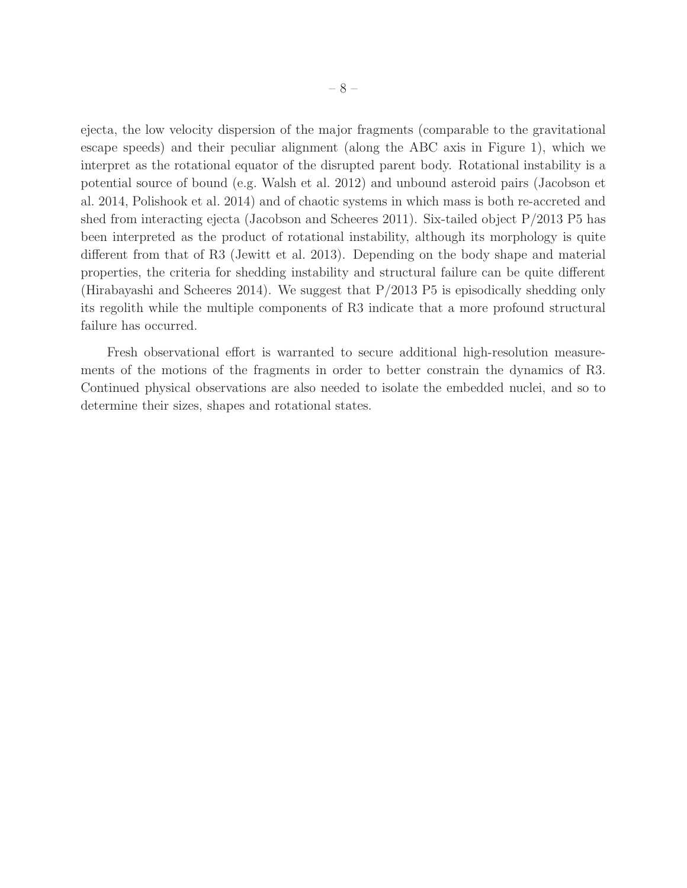ejecta, the low velocity dispersion of the major fragments (comparable to the gravitational escape speeds) and their peculiar alignment (along the ABC axis in Figure 1), which we interpret as the rotational equator of the disrupted parent body. Rotational instability is a potential source of bound (e.g. Walsh et al. 2012) and unbound asteroid pairs (Jacobson et al. 2014, Polishook et al. 2014) and of chaotic systems in which mass is both re-accreted and shed from interacting ejecta (Jacobson and Scheeres 2011). Six-tailed object P/2013 P5 has been interpreted as the product of rotational instability, although its morphology is quite different from that of R3 (Jewitt et al. 2013). Depending on the body shape and material properties, the criteria for shedding instability and structural failure can be quite different (Hirabayashi and Scheeres 2014). We suggest that P/2013 P5 is episodically shedding only its regolith while the multiple components of R3 indicate that a more profound structural failure has occurred.

Fresh observational effort is warranted to secure additional high-resolution measurements of the motions of the fragments in order to better constrain the dynamics of R3. Continued physical observations are also needed to isolate the embedded nuclei, and so to determine their sizes, shapes and rotational states.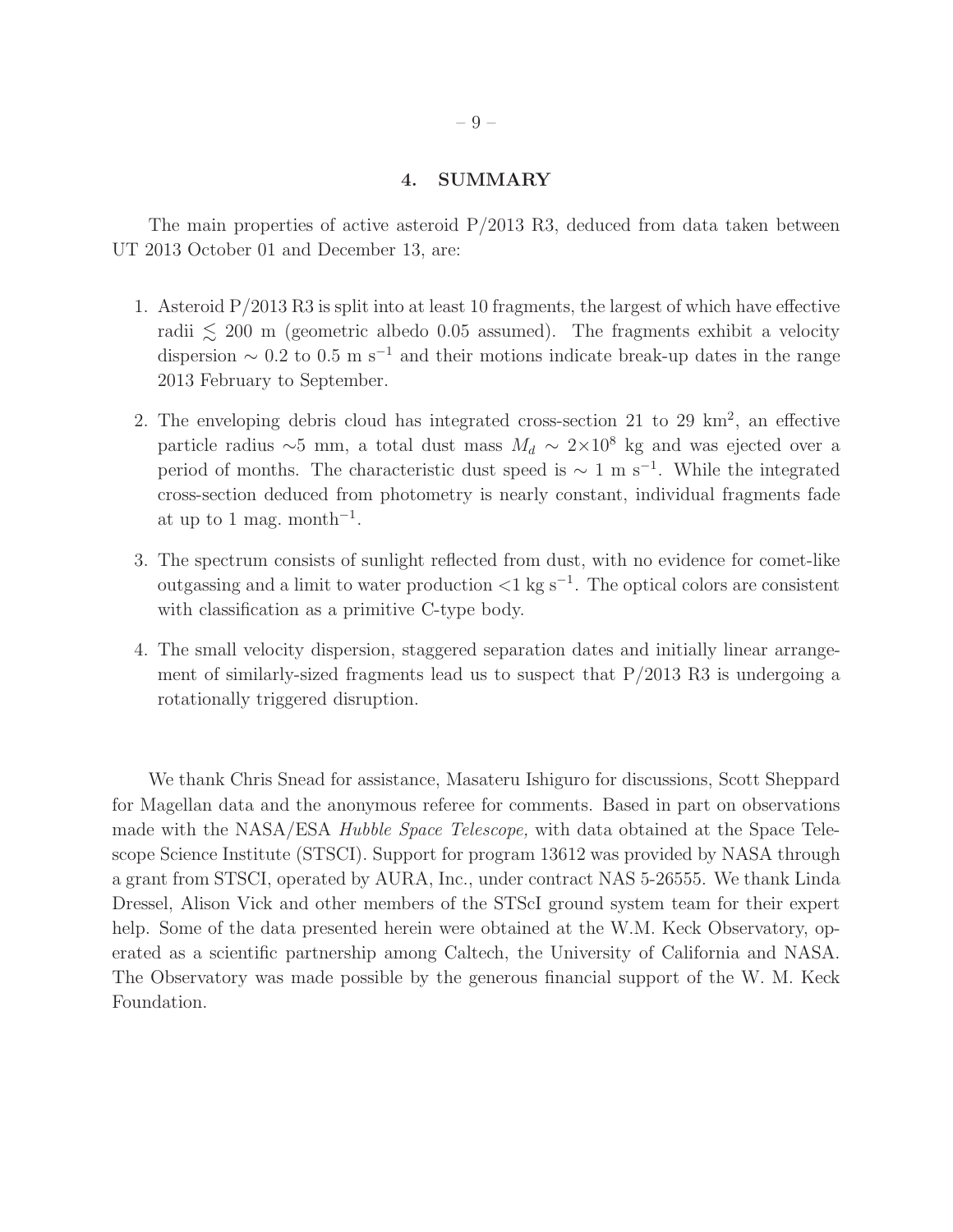## 4. SUMMARY

The main properties of active asteroid P/2013 R3, deduced from data taken between UT 2013 October 01 and December 13, are:

1. Asteroid P/2013 R3 is split into at least 10 fragments, the largest of which have effective radii $\lesssim$ 200 m (geometric albedo 0.05 assumed). The fragments exhibit a velocity dispersion $\sim$ 0.2 to 0.5 m s$^{-1}$ and their motions indicate break-up dates in the range 2013 February to September.

2. The enveloping debris cloud has integrated cross-section 21 to 29 km$^2$, an effective particle radius $\sim$5 mm, a total dust mass $M_d \sim 2{\times}10^8$ kg and was ejected over a period of months. The characteristic dust speed is $\sim$ 1 m s$^{-1}$. While the integrated cross-section deduced from photometry is nearly constant, individual fragments fade at up to 1 mag. month$^{-1}$.

3. The spectrum consists of sunlight reflected from dust, with no evidence for comet-like outgassing and a limit to water production $<$1 kg s$^{-1}$. The optical colors are consistent with classification as a primitive C-type body.

4. The small velocity dispersion, staggered separation dates and initially linear arrangement of similarly-sized fragments lead us to suspect that P/2013 R3 is undergoing a rotationally triggered disruption.

We thank Chris Snead for assistance, Masateru Ishiguro for discussions, Scott Sheppard for Magellan data and the anonymous referee for comments. Based in part on observations made with the NASA/ESA *Hubble Space Telescope,* with data obtained at the Space Telescope Science Institute (STSCI). Support for program 13612 was provided by NASA through a grant from STSCI, operated by AURA, Inc., under contract NAS 5-26555. We thank Linda Dressel, Alison Vick and other members of the STScI ground system team for their expert help. Some of the data presented herein were obtained at the W.M. Keck Observatory, operated as a scientific partnership among Caltech, the University of California and NASA. The Observatory was made possible by the generous financial support of the W. M. Keck Foundation.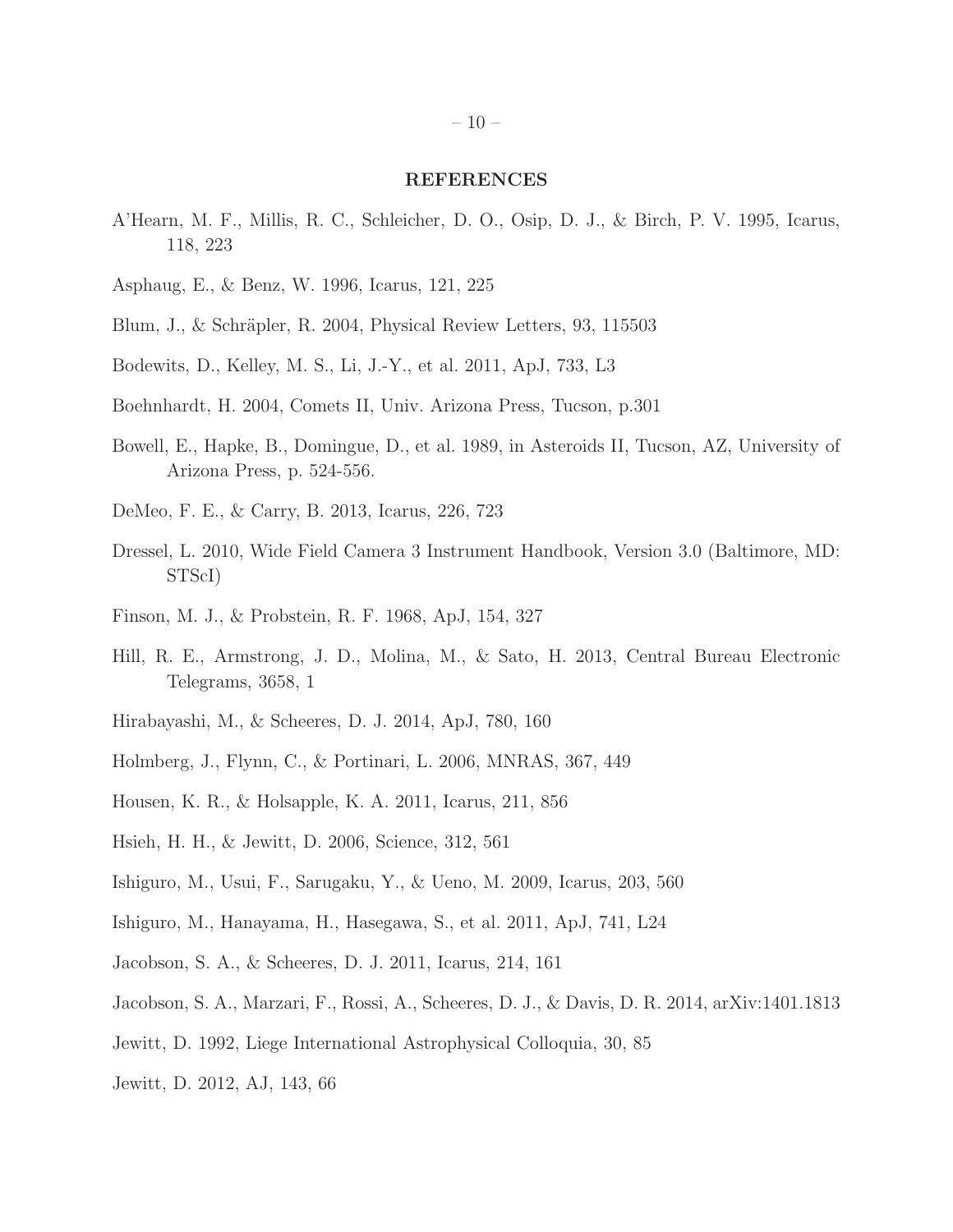## REFERENCES

A'Hearn, M. F., Millis, R. C., Schleicher, D. O., Osip, D. J., & Birch, P. V. 1995, Icarus, 118, 223

Asphaug, E., & Benz, W. 1996, Icarus, 121, 225

Blum, J., & Schräpler, R. 2004, Physical Review Letters, 93, 115503

Bodewits, D., Kelley, M. S., Li, J.-Y., et al. 2011, ApJ, 733, L3

Boehnhardt, H. 2004, Comets II, Univ. Arizona Press, Tucson, p.301

Bowell, E., Hapke, B., Domingue, D., et al. 1989, in Asteroids II, Tucson, AZ, University of Arizona Press, p. 524-556.

DeMeo, F. E., & Carry, B. 2013, Icarus, 226, 723

Dressel, L. 2010, Wide Field Camera 3 Instrument Handbook, Version 3.0 (Baltimore, MD: STScI)

Finson, M. J., & Probstein, R. F. 1968, ApJ, 154, 327

Hill, R. E., Armstrong, J. D., Molina, M., & Sato, H. 2013, Central Bureau Electronic Telegrams, 3658, 1

Hirabayashi, M., & Scheeres, D. J. 2014, ApJ, 780, 160

Holmberg, J., Flynn, C., & Portinari, L. 2006, MNRAS, 367, 449

Housen, K. R., & Holsapple, K. A. 2011, Icarus, 211, 856

Hsieh, H. H., & Jewitt, D. 2006, Science, 312, 561

Ishiguro, M., Usui, F., Sarugaku, Y., & Ueno, M. 2009, Icarus, 203, 560

Ishiguro, M., Hanayama, H., Hasegawa, S., et al. 2011, ApJ, 741, L24

Jacobson, S. A., & Scheeres, D. J. 2011, Icarus, 214, 161

Jacobson, S. A., Marzari, F., Rossi, A., Scheeres, D. J., & Davis, D. R. 2014, arXiv:1401.1813

Jewitt, D. 1992, Liege International Astrophysical Colloquia, 30, 85

Jewitt, D. 2012, AJ, 143, 66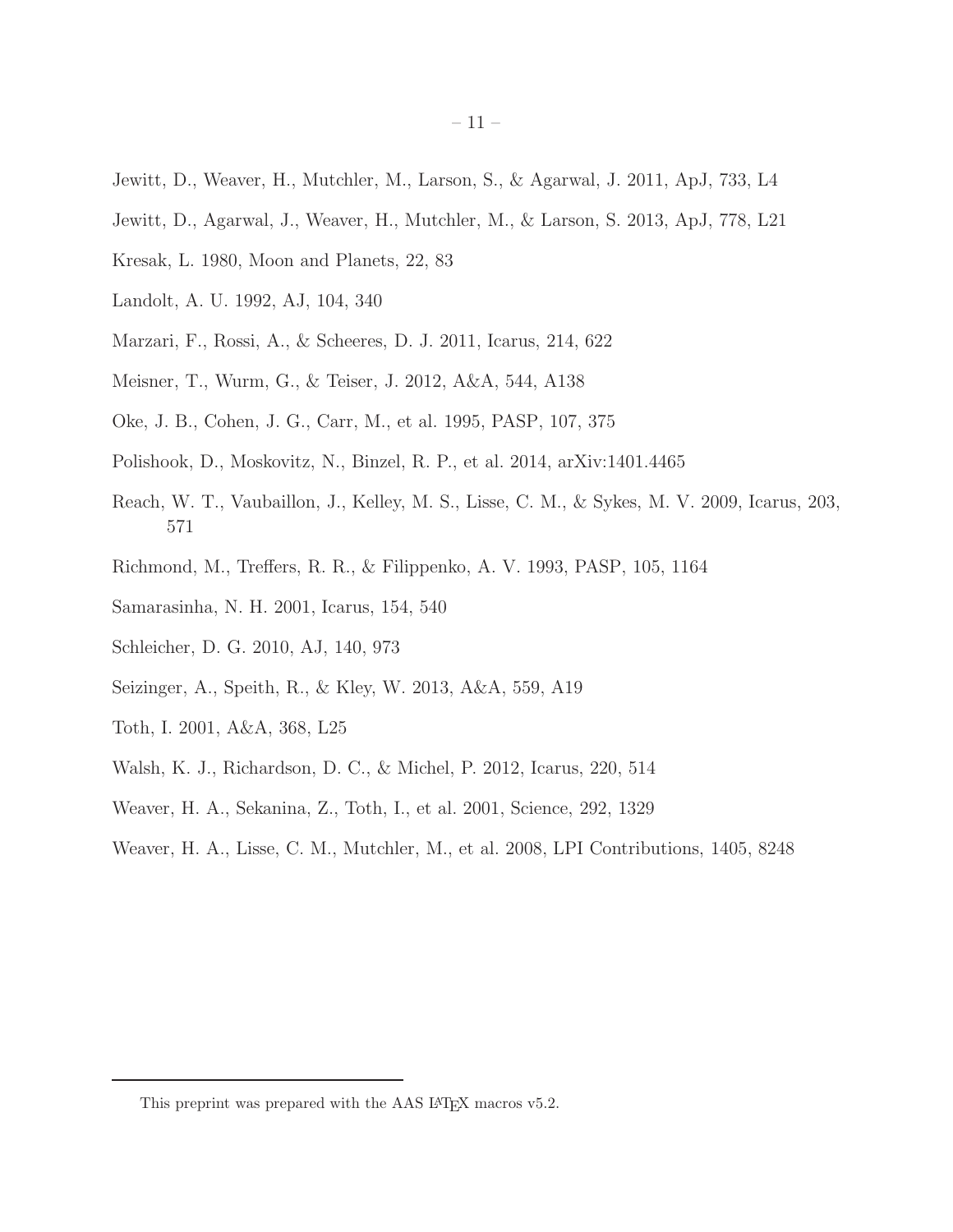Jewitt, D., Weaver, H., Mutchler, M., Larson, S., & Agarwal, J. 2011, ApJ, 733, L4

Jewitt, D., Agarwal, J., Weaver, H., Mutchler, M., & Larson, S. 2013, ApJ, 778, L21

Kresak, L. 1980, Moon and Planets, 22, 83

Landolt, A. U. 1992, AJ, 104, 340

Marzari, F., Rossi, A., & Scheeres, D. J. 2011, Icarus, 214, 622

Meisner, T., Wurm, G., & Teiser, J. 2012, A&A, 544, A138

Oke, J. B., Cohen, J. G., Carr, M., et al. 1995, PASP, 107, 375

Polishook, D., Moskovitz, N., Binzel, R. P., et al. 2014, arXiv:1401.4465

Reach, W. T., Vaubaillon, J., Kelley, M. S., Lisse, C. M., & Sykes, M. V. 2009, Icarus, 203, 571

Richmond, M., Treffers, R. R., & Filippenko, A. V. 1993, PASP, 105, 1164

Samarasinha, N. H. 2001, Icarus, 154, 540

Schleicher, D. G. 2010, AJ, 140, 973

Seizinger, A., Speith, R., & Kley, W. 2013, A&A, 559, A19

Toth, I. 2001, A&A, 368, L25

Walsh, K. J., Richardson, D. C., & Michel, P. 2012, Icarus, 220, 514

Weaver, H. A., Sekanina, Z., Toth, I., et al. 2001, Science, 292, 1329

Weaver, H. A., Lisse, C. M., Mutchler, M., et al. 2008, LPI Contributions, 1405, 8248

This preprint was prepared with the AAS LATEX macros v5.2.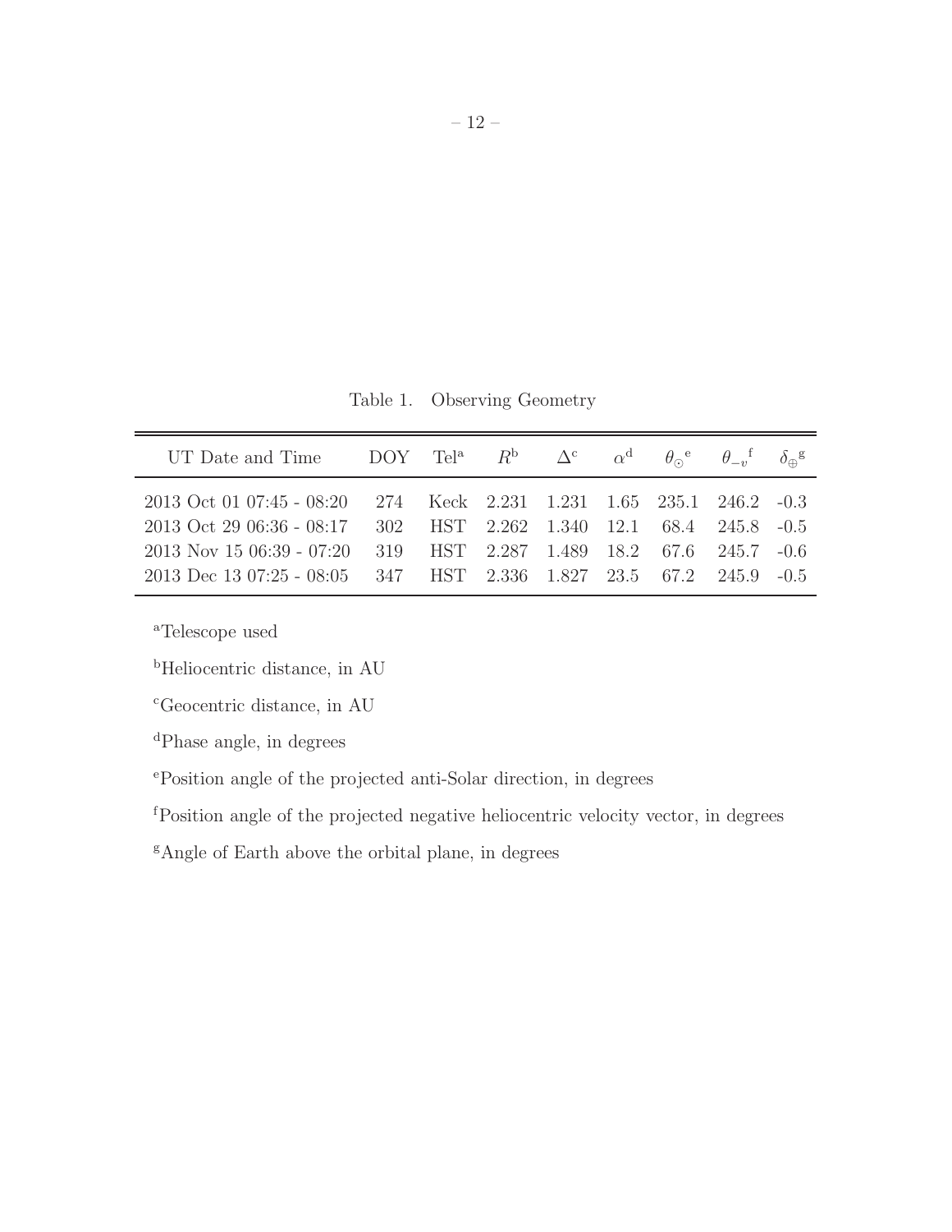Table 1. Observing Geometry

| UT Date and Time | DOY | Tel[a] | $R$[b] | $\Delta$[c] | $\alpha$[d] | $\theta_{\odot}$[e] | $\theta_{-v}$[f] | $\delta_{\oplus}$[g] |
|---|---|---|---|---|---|---|---|---|
| 2013 Oct 01 07:45 - 08:20 | 274 | Keck | 2.231 | 1.231 | 1.65 | 235.1 | 246.2 | -0.3 |
| 2013 Oct 29 06:36 - 08:17 | 302 | HST | 2.262 | 1.340 | 12.1 | 68.4 | 245.8 | -0.5 |
| 2013 Nov 15 06:39 - 07:20 | 319 | HST | 2.287 | 1.489 | 18.2 | 67.6 | 245.7 | -0.6 |
| 2013 Dec 13 07:25 - 08:05 | 347 | HST | 2.336 | 1.827 | 23.5 | 67.2 | 245.9 | -0.5 |

[a]Telescope used

[b]Heliocentric distance, in AU

[c]Geocentric distance, in AU

[d]Phase angle, in degrees

[e]Position angle of the projected anti-Solar direction, in degrees

[f]Position angle of the projected negative heliocentric velocity vector, in degrees

[g]Angle of Earth above the orbital plane, in degrees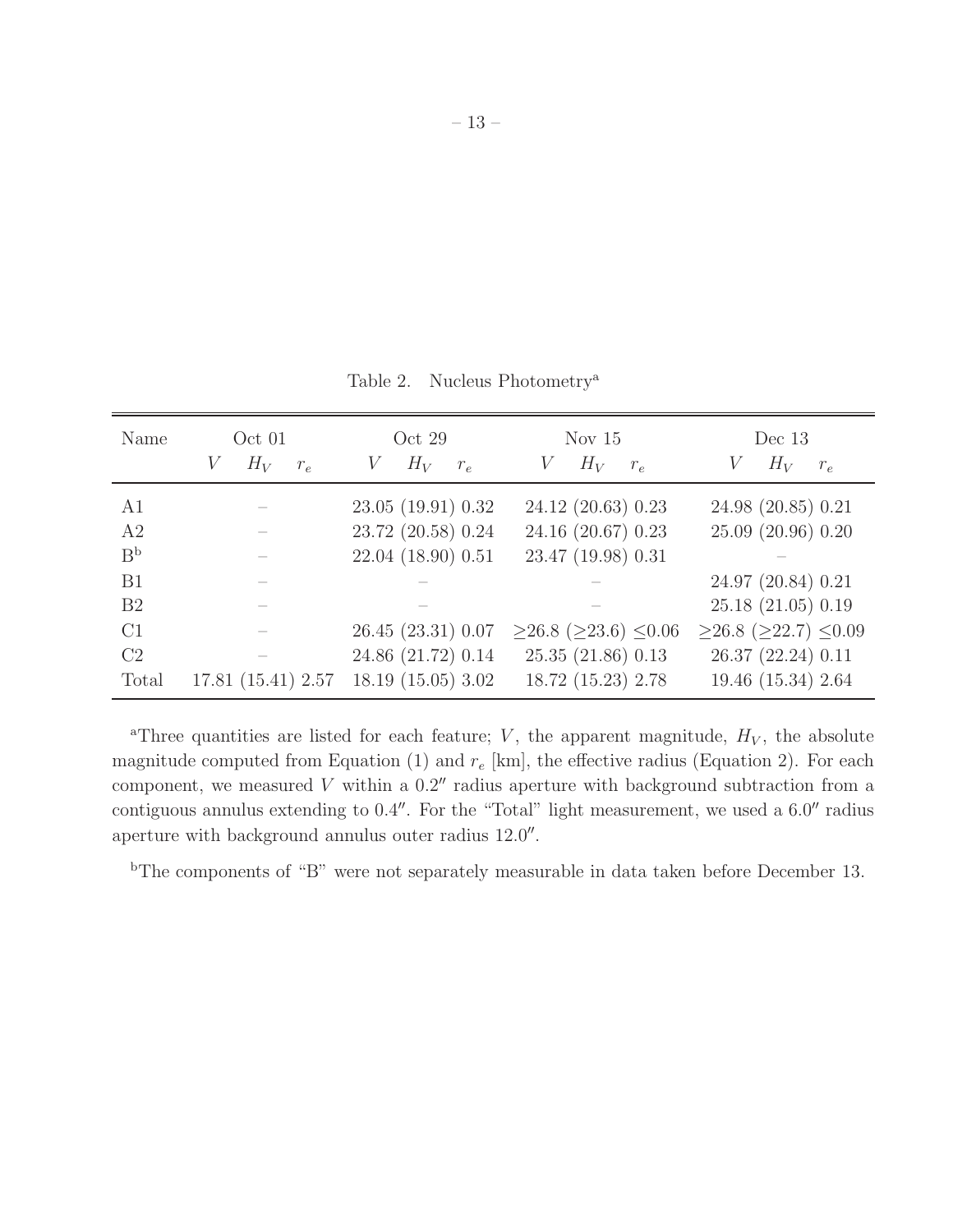Table 2. Nucleus Photometry[a]

| Name | Oct 01 | Oct 29 | Nov 15 | Dec 13 |
|---|---|---|---|---|
| | $V$ $H_V$ $r_e$ | $V$ $H_V$ $r_e$ | $V$ $H_V$ $r_e$ | $V$ $H_V$ $r_e$ |
| A1 | – | 23.05 (19.91) 0.32 | 24.12 (20.63) 0.23 | 24.98 (20.85) 0.21 |
| A2 | – | 23.72 (20.58) 0.24 | 24.16 (20.67) 0.23 | 25.09 (20.96) 0.20 |
| B[b] | – | 22.04 (18.90) 0.51 | 23.47 (19.98) 0.31 | – |
| B1 | – | – | – | 24.97 (20.84) 0.21 |
| B2 | – | – | – | 25.18 (21.05) 0.19 |
| C1 | – | 26.45 (23.31) 0.07 | ≥26.8 (≥23.6) ≤0.06 | ≥26.8 (≥22.7) ≤0.09 |
| C2 | – | 24.86 (21.72) 0.14 | 25.35 (21.86) 0.13 | 26.37 (22.24) 0.11 |
| Total | 17.81 (15.41) 2.57 | 18.19 (15.05) 3.02 | 18.72 (15.23) 2.78 | 19.46 (15.34) 2.64 |

[a]Three quantities are listed for each feature; $V$, the apparent magnitude, $H_V$, the absolute magnitude computed from Equation (1) and $r_e$ [km], the effective radius (Equation 2). For each component, we measured $V$ within a 0.2″ radius aperture with background subtraction from a contiguous annulus extending to 0.4″. For the "Total" light measurement, we used a 6.0″ radius aperture with background annulus outer radius 12.0″.

[b]The components of "B" were not separately measurable in data taken before December 13.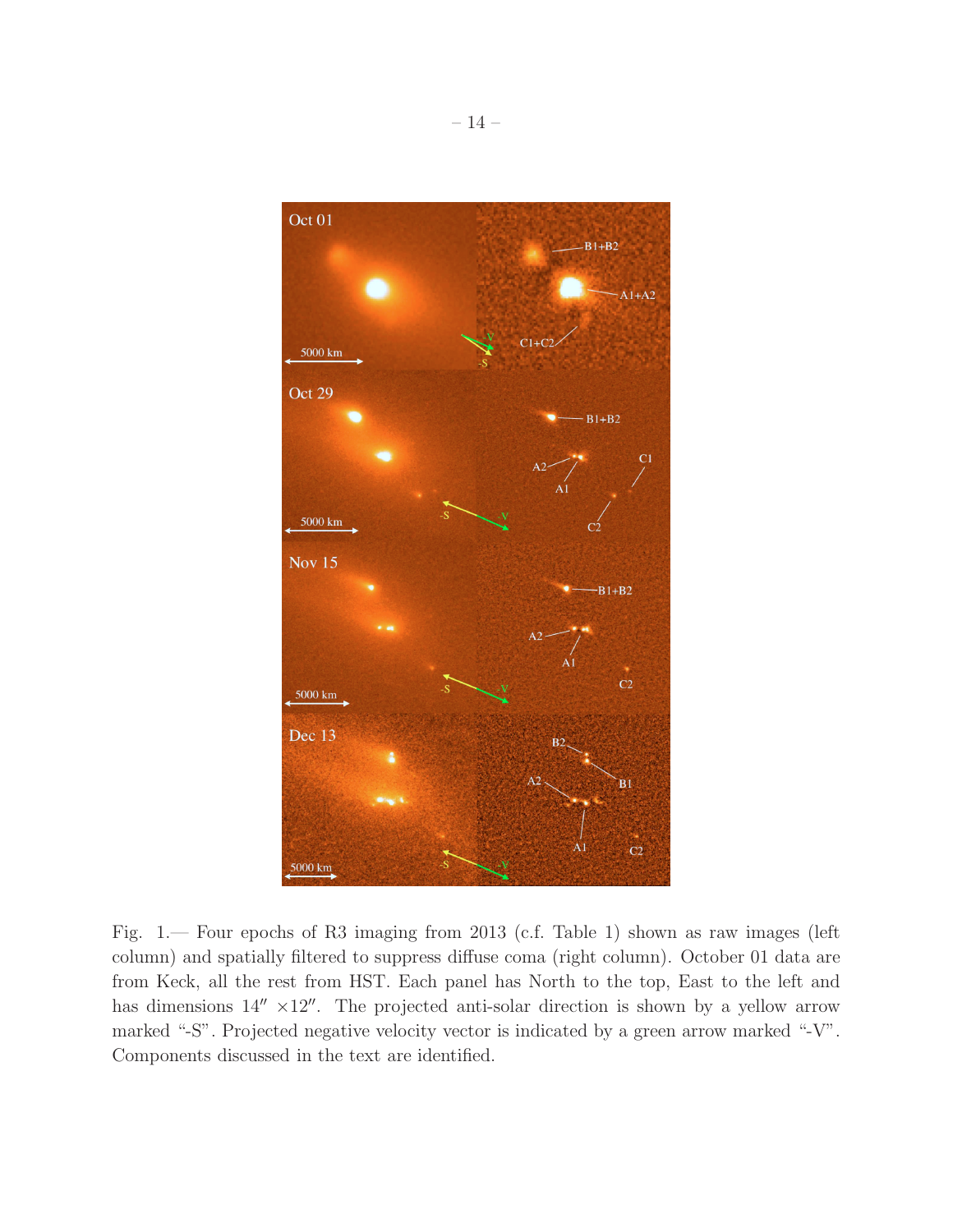Fig. 1.— Four epochs of R3 imaging from 2013 (c.f. Table 1) shown as raw images (left column) and spatially filtered to suppress diffuse coma (right column). October 01 data are from Keck, all the rest from HST. Each panel has North to the top, East to the left and has dimensions $14'' \times 12''$. The projected anti-solar direction is shown by a yellow arrow marked "-S". Projected negative velocity vector is indicated by a green arrow marked "-V". Components discussed in the text are identified.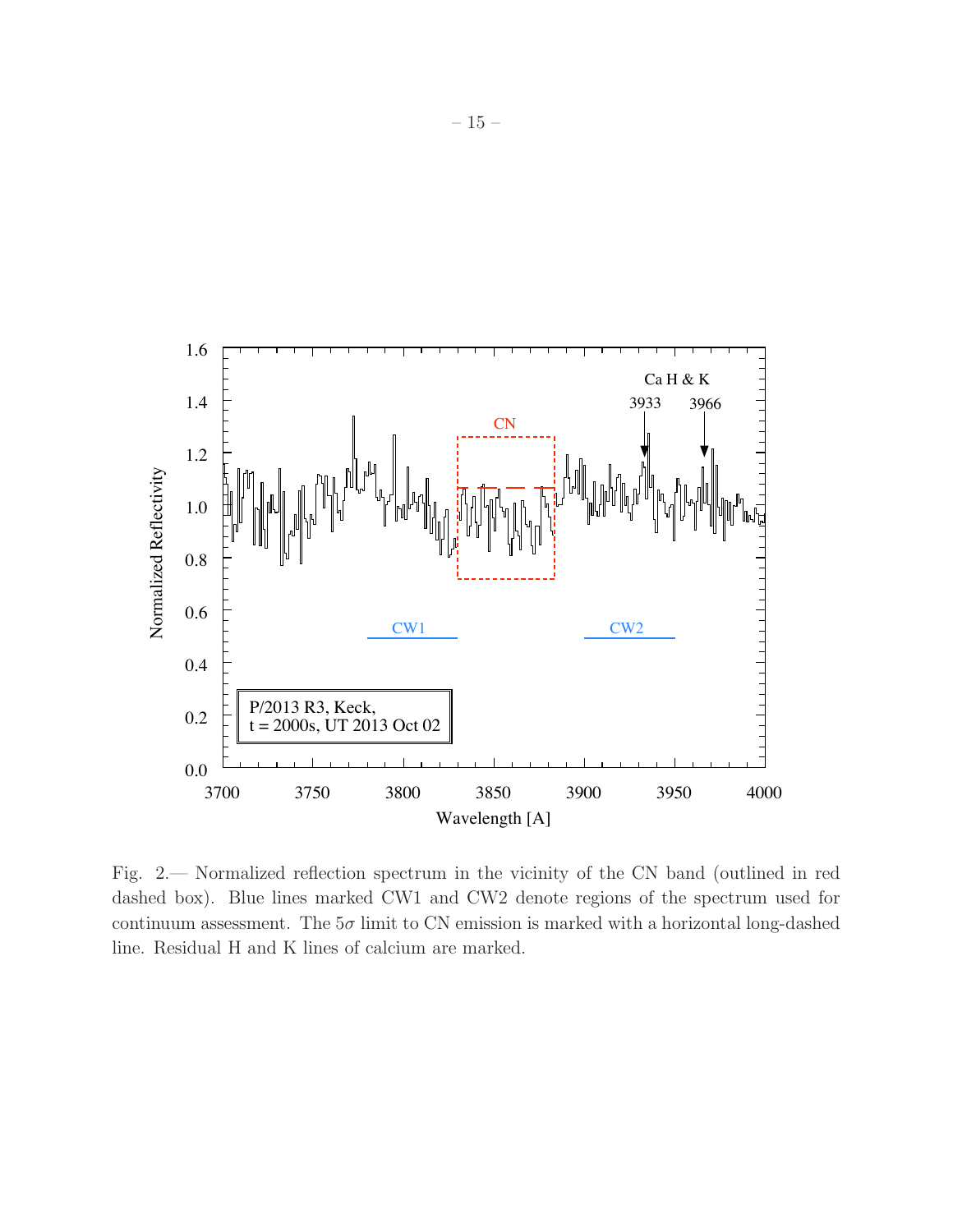Fig. 2.— Normalized reflection spectrum in the vicinity of the CN band (outlined in red dashed box). Blue lines marked CW1 and CW2 denote regions of the spectrum used for continuum assessment. The $5\sigma$ limit to CN emission is marked with a horizontal long-dashed line. Residual H and K lines of calcium are marked.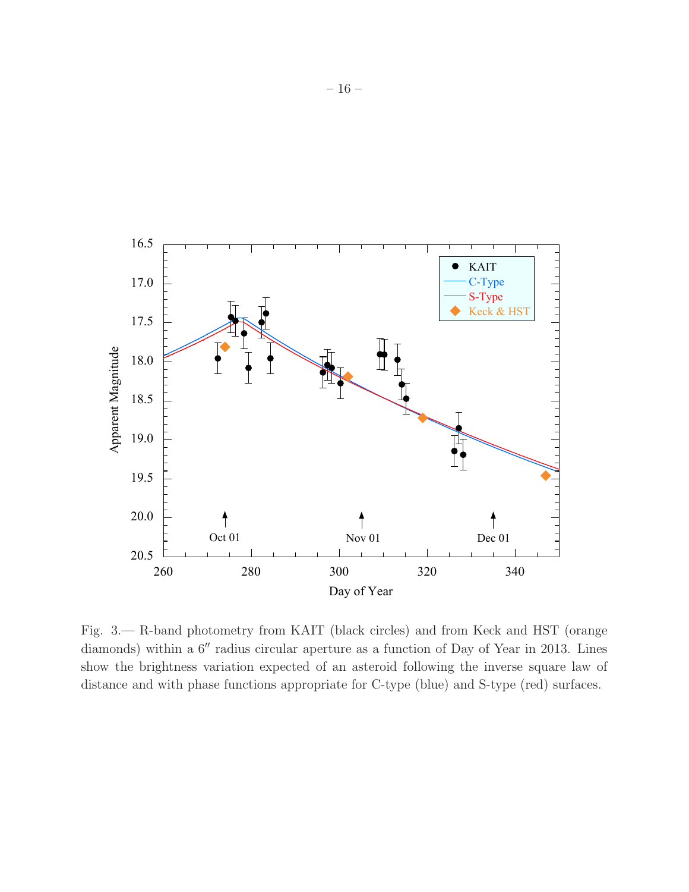16.5
17.0
17.5
18.0
18.5
19.0
19.5
20.0
20.5

Apparent Magnitude

260
280
300
320
340

Day of Year

KAIT
C-Type
S-Type
Keck & HST

Oct 01
Nov 01
Dec 01

Fig. 3.— R-band photometry from KAIT (black circles) and from Keck and HST (orange diamonds) within a 6″ radius circular aperture as a function of Day of Year in 2013. Lines show the brightness variation expected of an asteroid following the inverse square law of distance and with phase functions appropriate for C-type (blue) and S-type (red) surfaces.